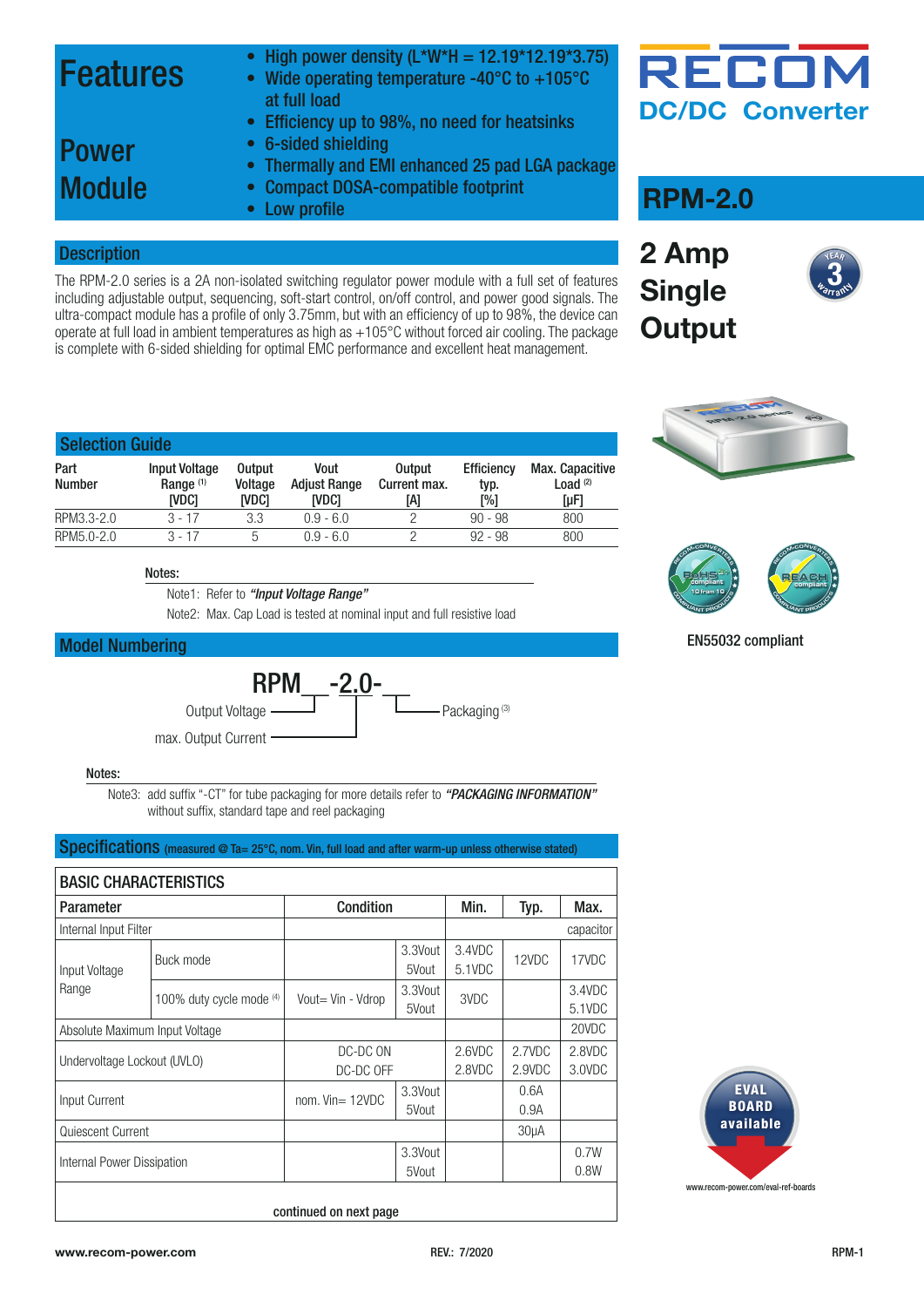# Features

- High power density (L*W*H = 12.19*12.19*3.75)
- Wide operating temperature -40°C to +105°C at full load
- Efficiency up to 98%, no need for heatsinks
- 6-sided shielding
- Thermally and EMI enhanced 25 pad LGA package
- Compact DOSA-compatible footprint
- Low profile

# Power Module

RECOM

DC/DC Converter

## RPM-2.0

### 2 Amp Single Output

## Description

The RPM-2.0 series is a 2A non-isolated switching regulator power module with a full set of features including adjustable output, sequencing, soft-start control, on/off control, and power good signals. The ultra-compact module has a profile of only 3.75mm, but with an efficiency of up to 98%, the device can operate at full load in ambient temperatures as high as +105°C without forced air cooling. The package is complete with 6-sided shielding for optimal EMC performance and excellent heat management.

EN55032 compliant

## Selection Guide

| Part Number | Input Voltage Range (1) [VDC] | Output Voltage [VDC] | Vout Adjust Range [VDC] | Output Current max. [A] | Efficiency typ. [%] | Max. Capacitive Load (2) [µF] |
|---|---|---|---|---|---|---|
| RPM3.3-2.0 | 3 - 17 | 3.3 | 0.9 - 6.0 | 2 | 90 - 98 | 800 |
| RPM5.0-2.0 | 3 - 17 | 5 | 0.9 - 6.0 | 2 | 92 - 98 | 800 |

**Notes:**

Note1: Refer to ***"Input Voltage Range"***

Note2: Max. Cap Load is tested at nominal input and full resistive load

## Model Numbering

RPM__ -2.0- __

- Output Voltage
- max. Output Current
- Packaging (3)

**Notes:**

Note3: add suffix "-CT" for tube packaging for more details refer to ***"PACKAGING INFORMATION"*** without suffix, standard tape and reel packaging

## Specifications (measured @ Ta= 25°C, nom. Vin, full load and after warm-up unless otherwise stated)

### BASIC CHARACTERISTICS

| Parameter | | Condition | | Min. | Typ. | Max. |
|---|---|---|---|---|---|---|
| Internal Input Filter | | | | | | capacitor |
| Input Voltage Range | Buck mode | | 3.3Vout<br>5Vout | 3.4VDC<br>5.1VDC | 12VDC | 17VDC |
| | 100% duty cycle mode (4) | Vout= Vin - Vdrop | 3.3Vout<br>5Vout | 3VDC | | 3.4VDC<br>5.1VDC |
| Absolute Maximum Input Voltage | | | | | | 20VDC |
| Undervoltage Lockout (UVLO) | | DC-DC ON<br>DC-DC OFF | | 2.6VDC<br>2.8VDC | 2.7VDC<br>2.9VDC | 2.8VDC<br>3.0VDC |
| Input Current | | nom. Vin= 12VDC | 3.3Vout<br>5Vout | | 0.6A<br>0.9A | |
| Quiescent Current | | | | | 30µA | |
| Internal Power Dissipation | | | 3.3Vout<br>5Vout | | | 0.7W<br>0.8W |

continued on next page

EVAL BOARD available

www.recom-power.com/eval-ref-boards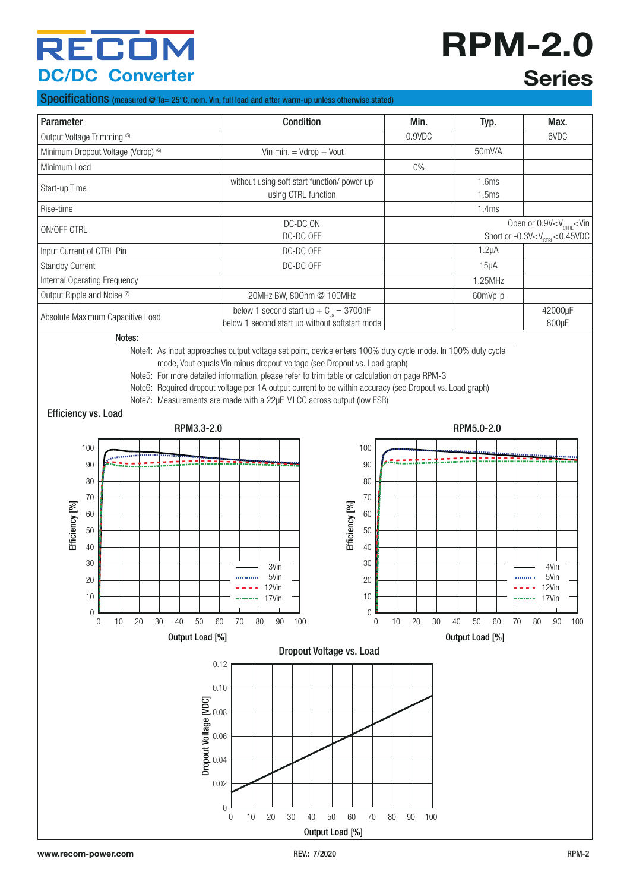## Specifications (measured @ Ta= 25°C, nom. Vin, full load and after warm-up unless otherwise stated)

| Parameter | Condition | Min. | Typ. | Max. |
|---|---|---|---|---|
| Output Voltage Trimming [5] | | 0.9VDC | | 6VDC |
| Minimum Dropout Voltage (Vdrop) [6] | Vin min. = Vdrop + Vout | | 50mV/A | |
| Minimum Load | | 0% | | |
| Start-up Time | without using soft start function/ power up<br>using CTRL function | | 1.6ms<br>1.5ms | |
| Rise-time | | | 1.4ms | |
| ON/OFF CTRL | DC-DC ON<br>DC-DC OFF | Open or $0.9V<V_{CTRL}<Vin$<br>Short or $-0.3V<V_{CTRL}<0.45VDC$ | | |
| Input Current of CTRL Pin | DC-DC OFF | | 1.2µA | |
| Standby Current | DC-DC OFF | | 15µA | |
| Internal Operating Frequency | | | 1.25MHz | |
| Output Ripple and Noise [7] | 20MHz BW, 80Ohm @ 100MHz | | 60mVp-p | |
| Absolute Maximum Capacitive Load | below 1 second start up + $C_{ss}$ = 3700nF<br>below 1 second start up without softstart mode | | | 42000µF<br>800µF |

**Notes:**

Note4: As input approaches output voltage set point, device enters 100% duty cycle mode. In 100% duty cycle mode, Vout equals Vin minus dropout voltage (see Dropout vs. Load graph)

Note5: For more detailed information, please refer to trim table or calculation on page RPM-3

Note6: Required dropout voltage per 1A output current to be within accuracy (see Dropout vs. Load graph)

Note7: Measurements are made with a 22µF MLCC across output (low ESR)

### Efficiency vs. Load

RPM3.3-2.0

RPM5.0-2.0

### Dropout Voltage vs. Load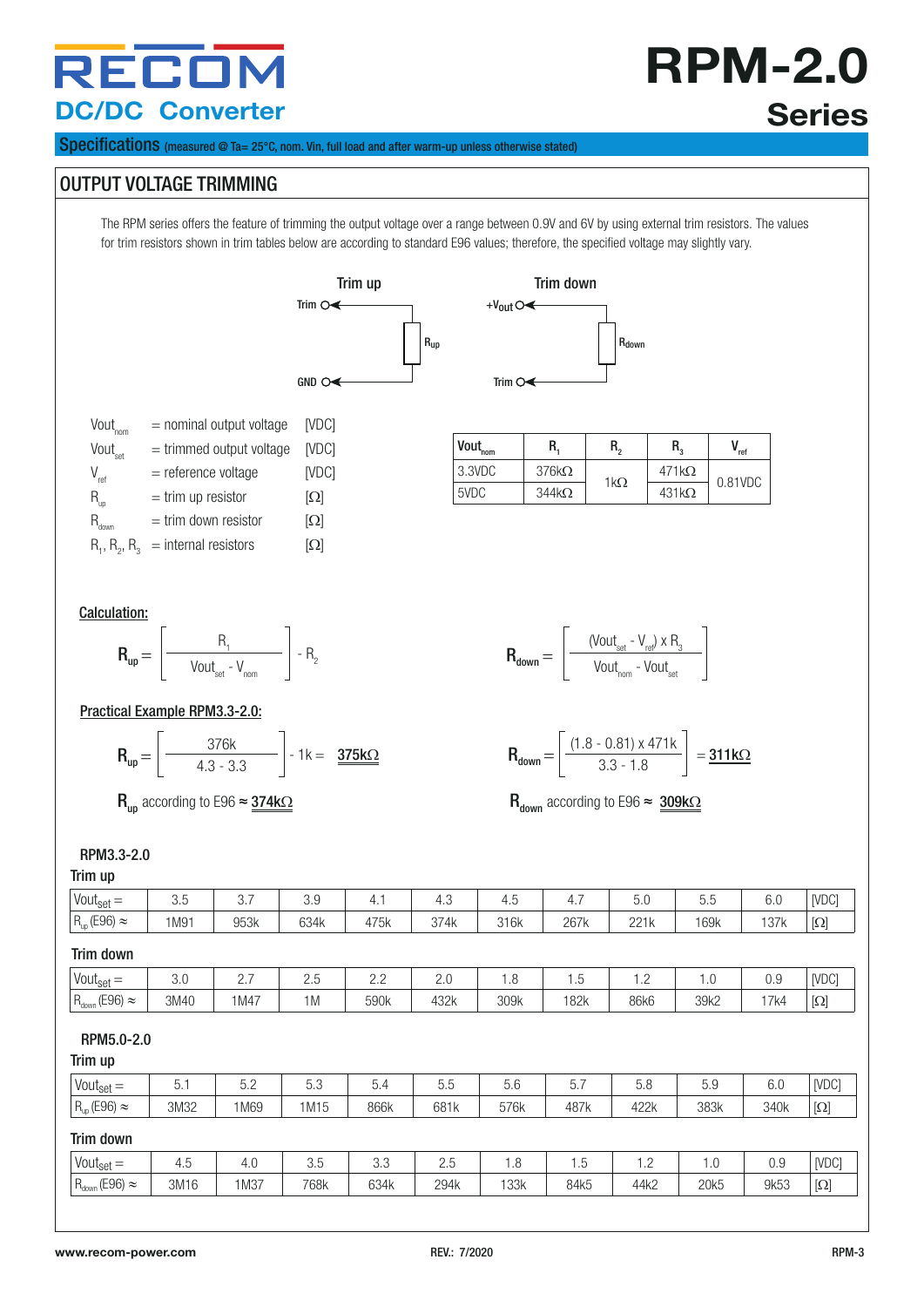# RPM-2.0 Series

DC/DC Converter

**Specifications** (measured @ Ta= 25°C, nom. Vin, full load and after warm-up unless otherwise stated)

## OUTPUT VOLTAGE TRIMMING

The RPM series offers the feature of trimming the output voltage over a range between 0.9V and 6V by using external trim resistors. The values for trim resistors shown in trim tables below are according to standard E96 values; therefore, the specified voltage may slightly vary.

Trim up: Trim — $R_{up}$ — GND

Trim down: +Vout — $R_{down}$ — Trim

| | | |
|---|---|---|
| $Vout_{nom}$ | = nominal output voltage | [VDC] |
| $Vout_{set}$ | = trimmed output voltage | [VDC] |
| $V_{ref}$ | = reference voltage | [VDC] |
| $R_{up}$ | = trim up resistor | [Ω] |
| $R_{down}$ | = trim down resistor | [Ω] |
| $R_1$, $R_2$, $R_3$ | = internal resistors | [Ω] |

| $Vout_{nom}$ | $R_1$ | $R_2$ | $R_3$ | $V_{ref}$ |
|---|---|---|---|---|
| 3.3VDC | 376kΩ | 1kΩ | 471kΩ | 0.81VDC |
| 5VDC | 344kΩ | | 431kΩ | |

**Calculation:**

$$R_{up} = \left[ \frac{R_1}{Vout_{set} - V_{nom}} \right] - R_2$$

$$R_{down} = \left[ \frac{(Vout_{set} - V_{ref}) \times R_3}{Vout_{nom} - Vout_{set}} \right]$$

**Practical Example RPM3.3-2.0:**

$$R_{up} = \left[ \frac{376k}{4.3 - 3.3} \right] - 1k = \underline{375k\Omega}$$

$R_{up}$ according to E96 ≈ **374kΩ**

$$R_{down} = \left[ \frac{(1.8 - 0.81) \times 471k}{3.3 - 1.8} \right] = \underline{311k\Omega}$$

$R_{down}$ according to E96 ≈ **309kΩ**

### RPM3.3-2.0

**Trim up**

| $Vout_{set}$ = | 3.5 | 3.7 | 3.9 | 4.1 | 4.3 | 4.5 | 4.7 | 5.0 | 5.5 | 6.0 | [VDC] |
|---|---|---|---|---|---|---|---|---|---|---|---|
| $R_{up}$ (E96) ≈ | 1M91 | 953k | 634k | 475k | 374k | 316k | 267k | 221k | 169k | 137k | [Ω] |

**Trim down**

| $Vout_{set}$ = | 3.0 | 2.7 | 2.5 | 2.2 | 2.0 | 1.8 | 1.5 | 1.2 | 1.0 | 0.9 | [VDC] |
|---|---|---|---|---|---|---|---|---|---|---|---|
| $R_{down}$ (E96) ≈ | 3M40 | 1M47 | 1M | 590k | 432k | 309k | 182k | 86k6 | 39k2 | 17k4 | [Ω] |

### RPM5.0-2.0

**Trim up**

| $Vout_{set}$ = | 5.1 | 5.2 | 5.3 | 5.4 | 5.5 | 5.6 | 5.7 | 5.8 | 5.9 | 6.0 | [VDC] |
|---|---|---|---|---|---|---|---|---|---|---|---|
| $R_{up}$ (E96) ≈ | 3M32 | 1M69 | 1M15 | 866k | 681k | 576k | 487k | 422k | 383k | 340k | [Ω] |

**Trim down**

| $Vout_{set}$ = | 4.5 | 4.0 | 3.5 | 3.3 | 2.5 | 1.8 | 1.5 | 1.2 | 1.0 | 0.9 | [VDC] |
|---|---|---|---|---|---|---|---|---|---|---|---|
| $R_{down}$ (E96) ≈ | 3M16 | 1M37 | 768k | 634k | 294k | 133k | 84k5 | 44k2 | 20k5 | 9k53 | [Ω] |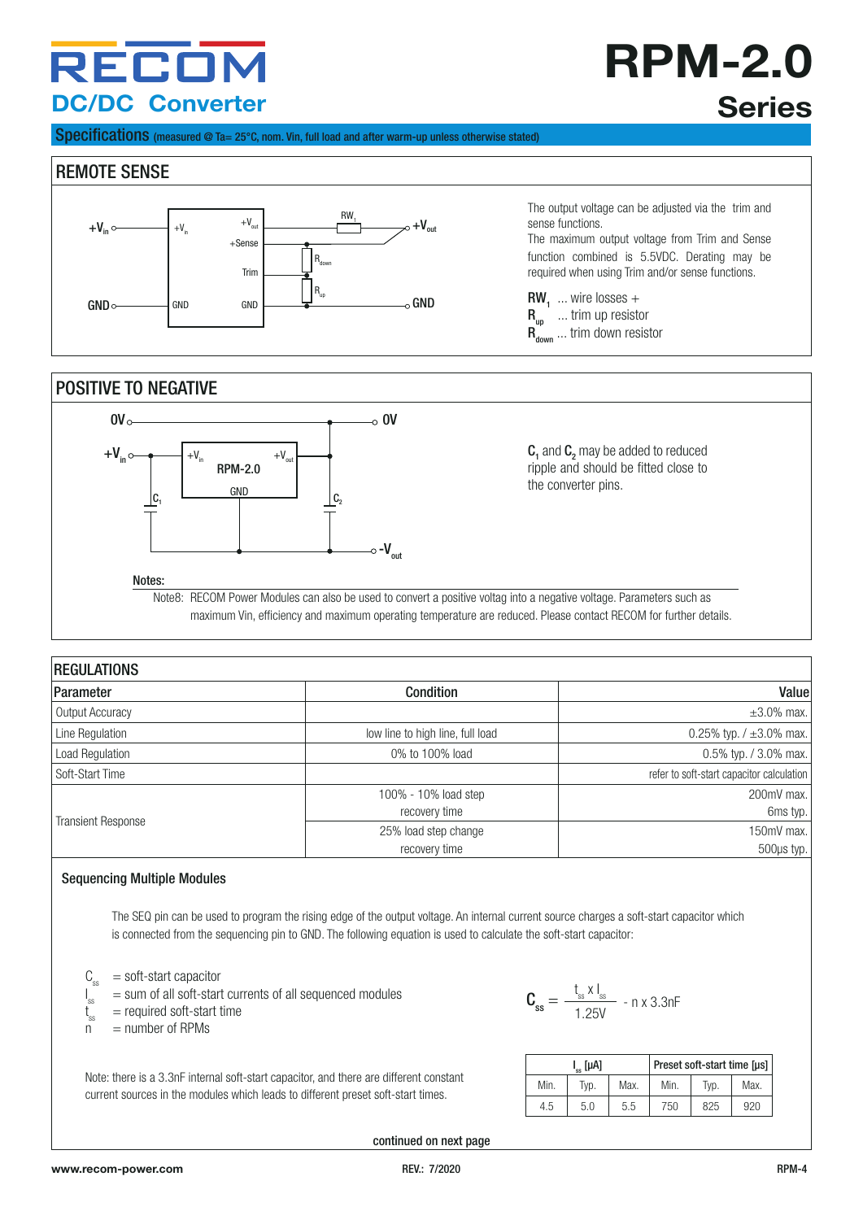## Specifications (measured @ Ta= 25°C, nom. Vin, full load and after warm-up unless otherwise stated)

## REMOTE SENSE

The output voltage can be adjusted via the trim and sense functions.
The maximum output voltage from Trim and Sense function combined is 5.5VDC. Derating may be required when using Trim and/or sense functions.

$RW_1$ ... wire losses +
$R_{up}$ ... trim up resistor
$R_{down}$ ... trim down resistor

## POSITIVE TO NEGATIVE

$C_1$ and $C_2$ may be added to reduced ripple and should be fitted close to the converter pins.

**Notes:**
Note8: RECOM Power Modules can also be used to convert a positive voltag into a negative voltage. Parameters such as maximum Vin, efficiency and maximum operating temperature are reduced. Please contact RECOM for further details.

## REGULATIONS

| Parameter | Condition | Value |
|---|---|---|
| Output Accuracy | | ±3.0% max. |
| Line Regulation | low line to high line, full load | 0.25% typ. / ±3.0% max. |
| Load Regulation | 0% to 100% load | 0.5% typ. / 3.0% max. |
| Soft-Start Time | | refer to soft-start capacitor calculation |
| Transient Response | 100% - 10% load step | 200mV max. |
| | recovery time | 6ms typ. |
| | 25% load step change | 150mV max. |
| | recovery time | 500µs typ. |

### Sequencing Multiple Modules

The SEQ pin can be used to program the rising edge of the output voltage. An internal current source charges a soft-start capacitor which is connected from the sequencing pin to GND. The following equation is used to calculate the soft-start capacitor:

$C_{ss}$ = soft-start capacitor
$I_{ss}$ = sum of all soft-start currents of all sequenced modules
$t_{ss}$ = required soft-start time
n = number of RPMs

$$C_{ss} = \frac{t_{ss} \times I_{ss}}{1.25V} - n \times 3.3nF$$

Note: there is a 3.3nF internal soft-start capacitor, and there are different constant current sources in the modules which leads to different preset soft-start times.

| $I_{ss}$ [µA] | | | Preset soft-start time [µs] | | |
|---|---|---|---|---|---|
| Min. | Typ. | Max. | Min. | Typ. | Max. |
| 4.5 | 5.0 | 5.5 | 750 | 825 | 920 |

continued on next page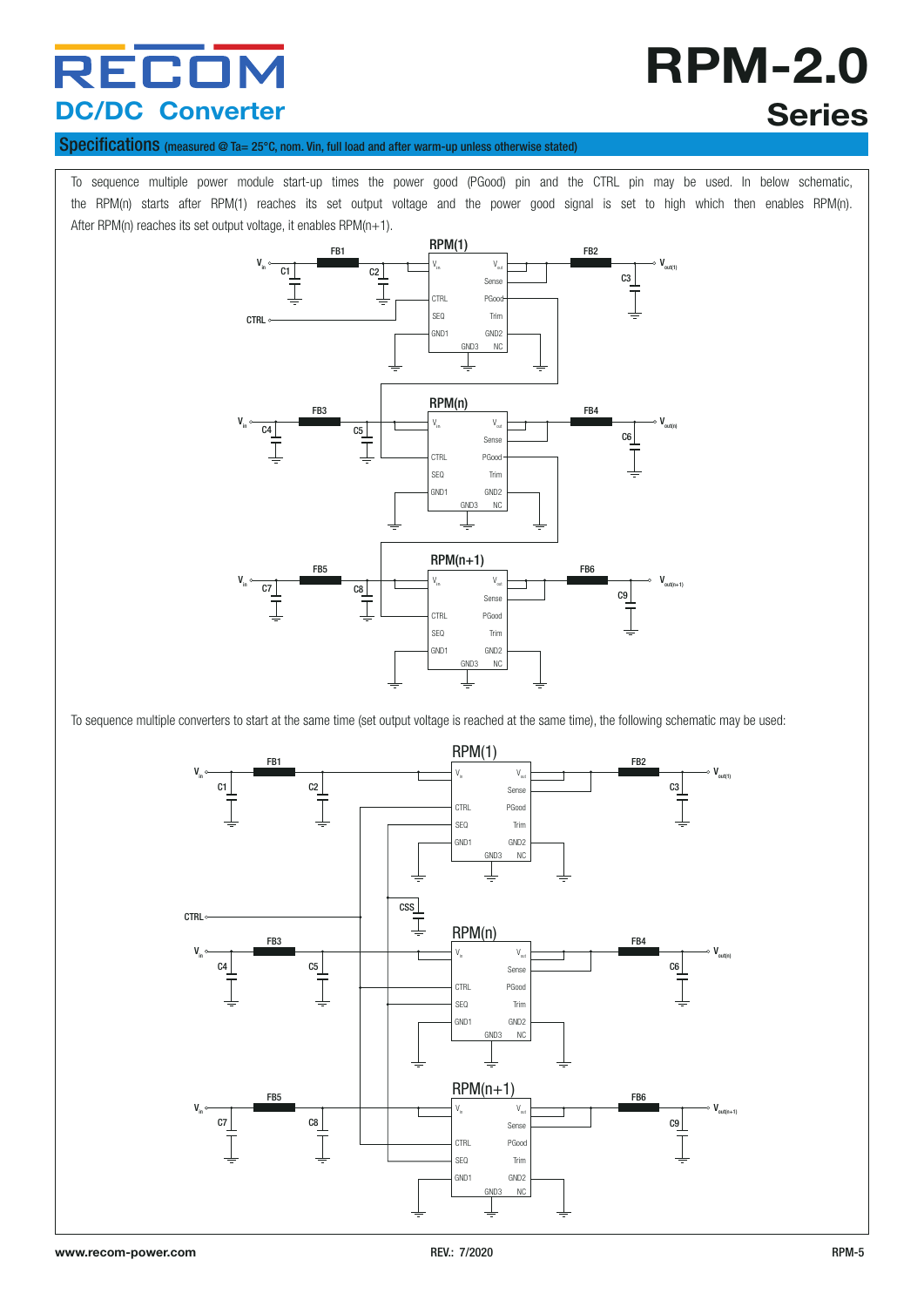## Specifications (measured @ Ta= 25°C, nom. Vin, full load and after warm-up unless otherwise stated)

To sequence multiple power module start-up times the power good (PGood) pin and the CTRL pin may be used. In below schematic, the RPM(n) starts after RPM(1) reaches its set output voltage and the power good signal is set to high which then enables RPM(n). After RPM(n) reaches its set output voltage, it enables RPM(n+1).

To sequence multiple converters to start at the same time (set output voltage is reached at the same time), the following schematic may be used: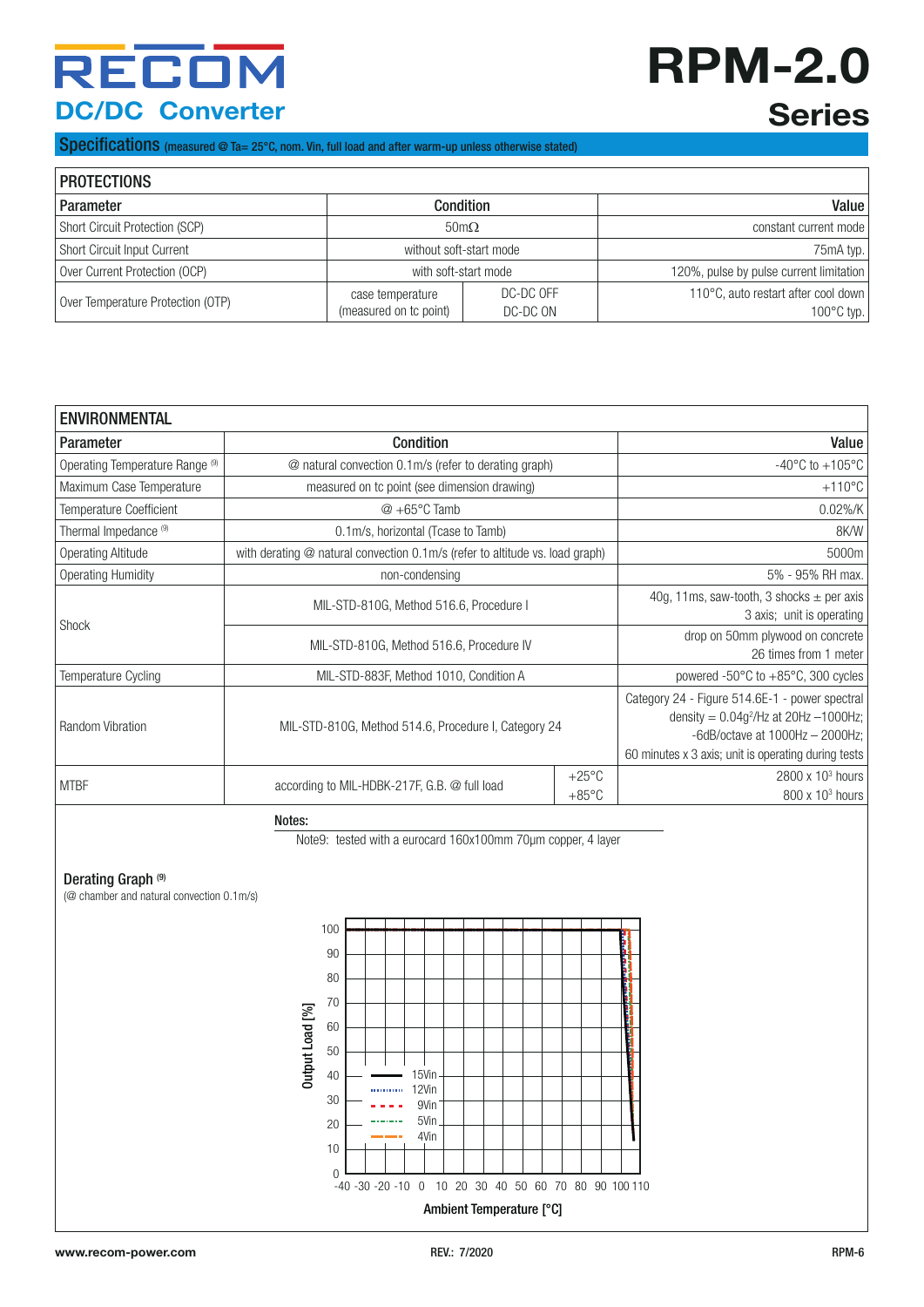## Specifications (measured @ Ta= 25°C, nom. Vin, full load and after warm-up unless otherwise stated)

| PROTECTIONS | | | |
|---|---|---|---|
| **Parameter** | **Condition** | | **Value** |
| Short Circuit Protection (SCP) | 50mΩ | | constant current mode |
| Short Circuit Input Current | without soft-start mode | | 75mA typ. |
| Over Current Protection (OCP) | with soft-start mode | | 120%, pulse by pulse current limitation |
| Over Temperature Protection (OTP) | case temperature (measured on tc point) | DC-DC OFF<br>DC-DC ON | 110°C, auto restart after cool down<br>100°C typ. |

| ENVIRONMENTAL | | | |
|---|---|---|---|
| **Parameter** | **Condition** | | **Value** |
| Operating Temperature Range [9] | @ natural convection 0.1m/s (refer to derating graph) | | -40°C to +105°C |
| Maximum Case Temperature | measured on tc point (see dimension drawing) | | +110°C |
| Temperature Coefficient | @ +65°C Tamb | | 0.02%/K |
| Thermal Impedance [9] | 0.1m/s, horizontal (Tcase to Tamb) | | 8K/W |
| Operating Altitude | with derating @ natural convection 0.1m/s (refer to altitude vs. load graph) | | 5000m |
| Operating Humidity | non-condensing | | 5% - 95% RH max. |
| Shock | MIL-STD-810G, Method 516.6, Procedure I | | 40g, 11ms, saw-tooth, 3 shocks ± per axis 3 axis; unit is operating |
| | MIL-STD-810G, Method 516.6, Procedure IV | | drop on 50mm plywood on concrete 26 times from 1 meter |
| Temperature Cycling | MIL-STD-883F, Method 1010, Condition A | | powered -50°C to +85°C, 300 cycles |
| Random Vibration | MIL-STD-810G, Method 514.6, Procedure I, Category 24 | | Category 24 - Figure 514.6E-1 - power spectral density = $0.04g^2$/Hz at 20Hz –1000Hz; -6dB/octave at 1000Hz – 2000Hz; 60 minutes x 3 axis; unit is operating during tests |
| MTBF | according to MIL-HDBK-217F, G.B. @ full load | +25°C<br>+85°C | $2800 \times 10^3$ hours<br>$800 \times 10^3$ hours |

**Notes:**

Note9: tested with a eurocard 160x100mm 70µm copper, 4 layer

### Derating Graph [9]

(@ chamber and natural convection 0.1m/s)

Output Load [%] vs. Ambient Temperature [°C] — curves for 15Vin, 12Vin, 9Vin, 5Vin, 4Vin: 100% load from -40°C to approx. 100°C, then derating to 0% at approx. 105°C.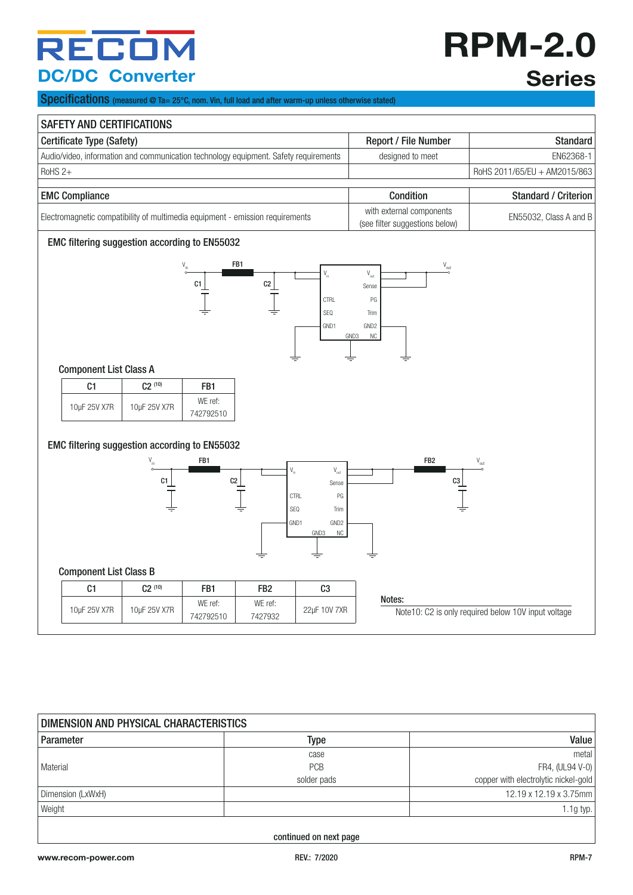# RECOM

## DC/DC Converter

# RPM-2.0 Series

**Specifications** (measured @ Ta= 25°C, nom. Vin, full load and after warm-up unless otherwise stated)

| SAFETY AND CERTIFICATIONS | | |
|---|---|---|
| **Certificate Type (Safety)** | **Report / File Number** | **Standard** |
| Audio/video, information and communication technology equipment. Safety requirements | designed to meet | EN62368-1 |
| RoHS 2+ | | RoHS 2011/65/EU + AM2015/863 |

| EMC Compliance | Condition | Standard / Criterion |
|---|---|---|
| Electromagnetic compatibility of multimedia equipment - emission requirements | with external components (see filter suggestions below) | EN55032, Class A and B |

### EMC filtering suggestion according to EN55032

Component List Class A

| C1 | C2 (10) | FB1 |
|---|---|---|
| 10µF 25V X7R | 10µF 25V X7R | WE ref: 742792510 |

### EMC filtering suggestion according to EN55032

Component List Class B

| C1 | C2 (10) | FB1 | FB2 | C3 |
|---|---|---|---|---|
| 10µF 25V X7R | 10µF 25V X7R | WE ref: 742792510 | WE ref: 7427932 | 22µF 10V 7XR |

**Notes:**

Note10: C2 is only required below 10V input voltage

| DIMENSION AND PHYSICAL CHARACTERISTICS | | |
|---|---|---|
| **Parameter** | **Type** | **Value** |
| Material | case | metal |
| | PCB | FR4, (UL94 V-0) |
| | solder pads | copper with electrolytic nickel-gold |
| Dimension (LxWxH) | | 12.19 x 12.19 x 3.75mm |
| Weight | | 1.1g typ. |

continued on next page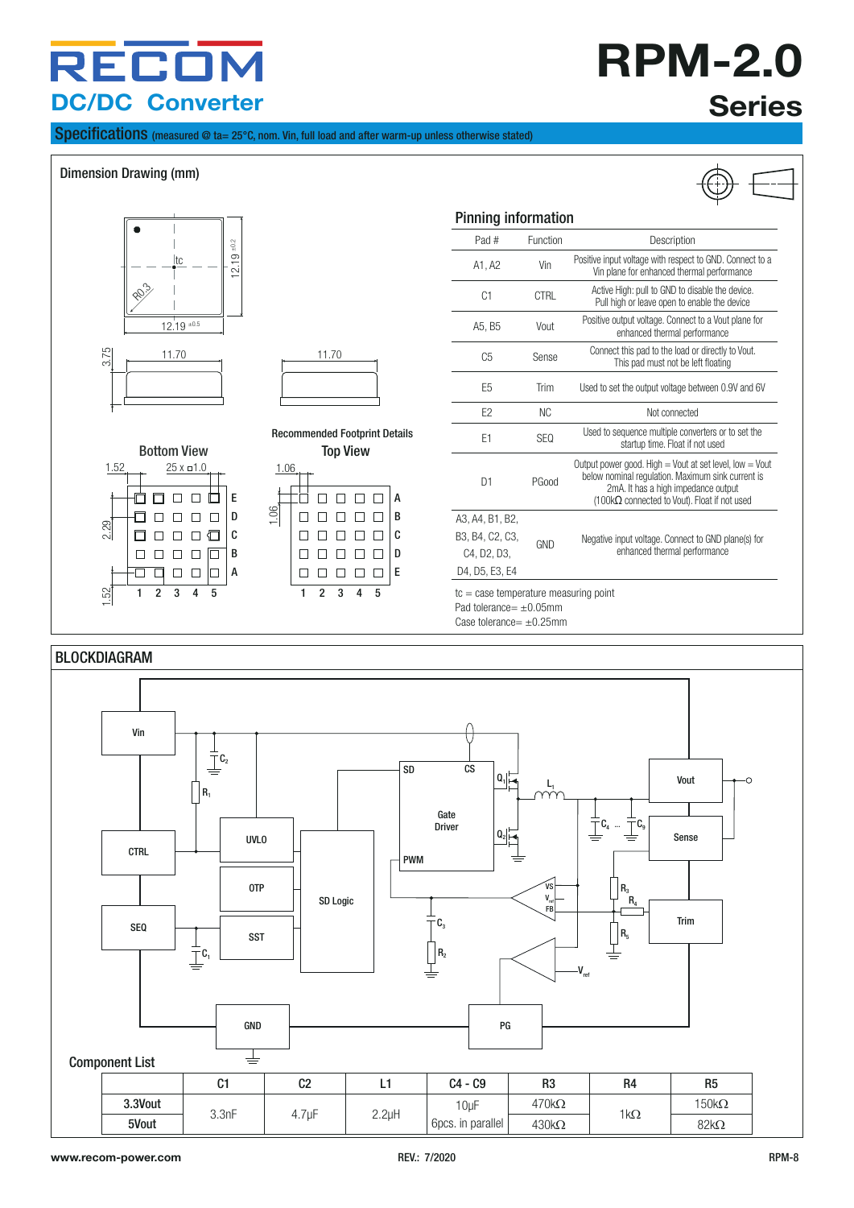# RPM-2.0 Series

DC/DC Converter

## Specifications (measured @ ta= 25°C, nom. Vin, full load and after warm-up unless otherwise stated)

### Dimension Drawing (mm)

Bottom View

Recommended Footprint Details
Top View

### Pinning information

| Pad # | Function | Description |
|---|---|---|
| A1, A2 | Vin | Positive input voltage with respect to GND. Connect to a Vin plane for enhanced thermal performance |
| C1 | CTRL | Active High: pull to GND to disable the device. Pull high or leave open to enable the device |
| A5, B5 | Vout | Positive output voltage. Connect to a Vout plane for enhanced thermal performance |
| C5 | Sense | Connect this pad to the load or directly to Vout. This pad must not be left floating |
| E5 | Trim | Used to set the output voltage between 0.9V and 6V |
| E2 | NC | Not connected |
| E1 | SEQ | Used to sequence multiple converters or to set the startup time. Float if not used |
| D1 | PGood | Output power good. High = Vout at set level, low = Vout below nominal regulation. Maximum sink current is 2mA. It has a high impedance output (100kΩ connected to Vout). Float if not used |
| A3, A4, B1, B2, B3, B4, C2, C3, C4, D2, D3, D4, D5, E3, E4 | GND | Negative input voltage. Connect to GND plane(s) for enhanced thermal performance |

tc = case temperature measuring point
Pad tolerance= ±0.05mm
Case tolerance= ±0.25mm

## BLOCKDIAGRAM

### Component List

| | C1 | C2 | L1 | C4 - C9 | R3 | R4 | R5 |
|---|---|---|---|---|---|---|---|
| 3.3Vout | 3.3nF | 4.7µF | 2.2µH | 10µF 6pcs. in parallel | 470kΩ | 1kΩ | 150kΩ |
| 5Vout | | | | | 430kΩ | | 82kΩ |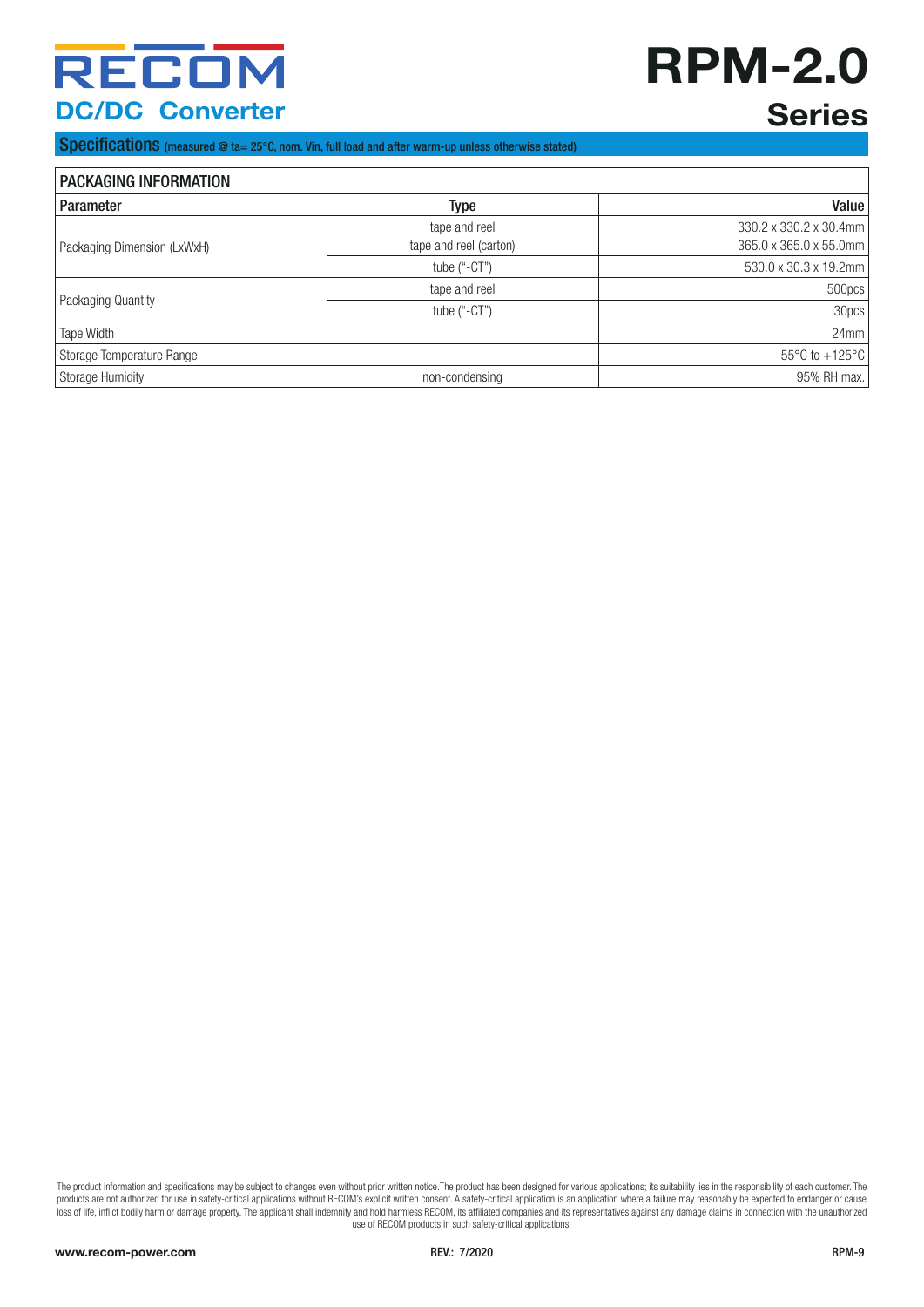Specifications (measured @ ta= 25°C, nom. Vin, full load and after warm-up unless otherwise stated)

| PACKAGING INFORMATION | | |
|---|---|---|
| Parameter | Type | Value |
| Packaging Dimension (LxWxH) | tape and reel | 330.2 x 330.2 x 30.4mm |
| | tape and reel (carton) | 365.0 x 365.0 x 55.0mm |
| | tube ("-CT") | 530.0 x 30.3 x 19.2mm |
| Packaging Quantity | tape and reel | 500pcs |
| | tube ("-CT") | 30pcs |
| Tape Width | | 24mm |
| Storage Temperature Range | | -55°C to +125°C |
| Storage Humidity | non-condensing | 95% RH max. |

The product information and specifications may be subject to changes even without prior written notice.The product has been designed for various applications; its suitability lies in the responsibility of each customer. The products are not authorized for use in safety-critical applications without RECOM's explicit written consent. A safety-critical application is an application where a failure may reasonably be expected to endanger or cause loss of life, inflict bodily harm or damage property. The applicant shall indemnify and hold harmless RECOM, its affiliated companies and its representatives against any damage claims in connection with the unauthorized use of RECOM products in such safety-critical applications.